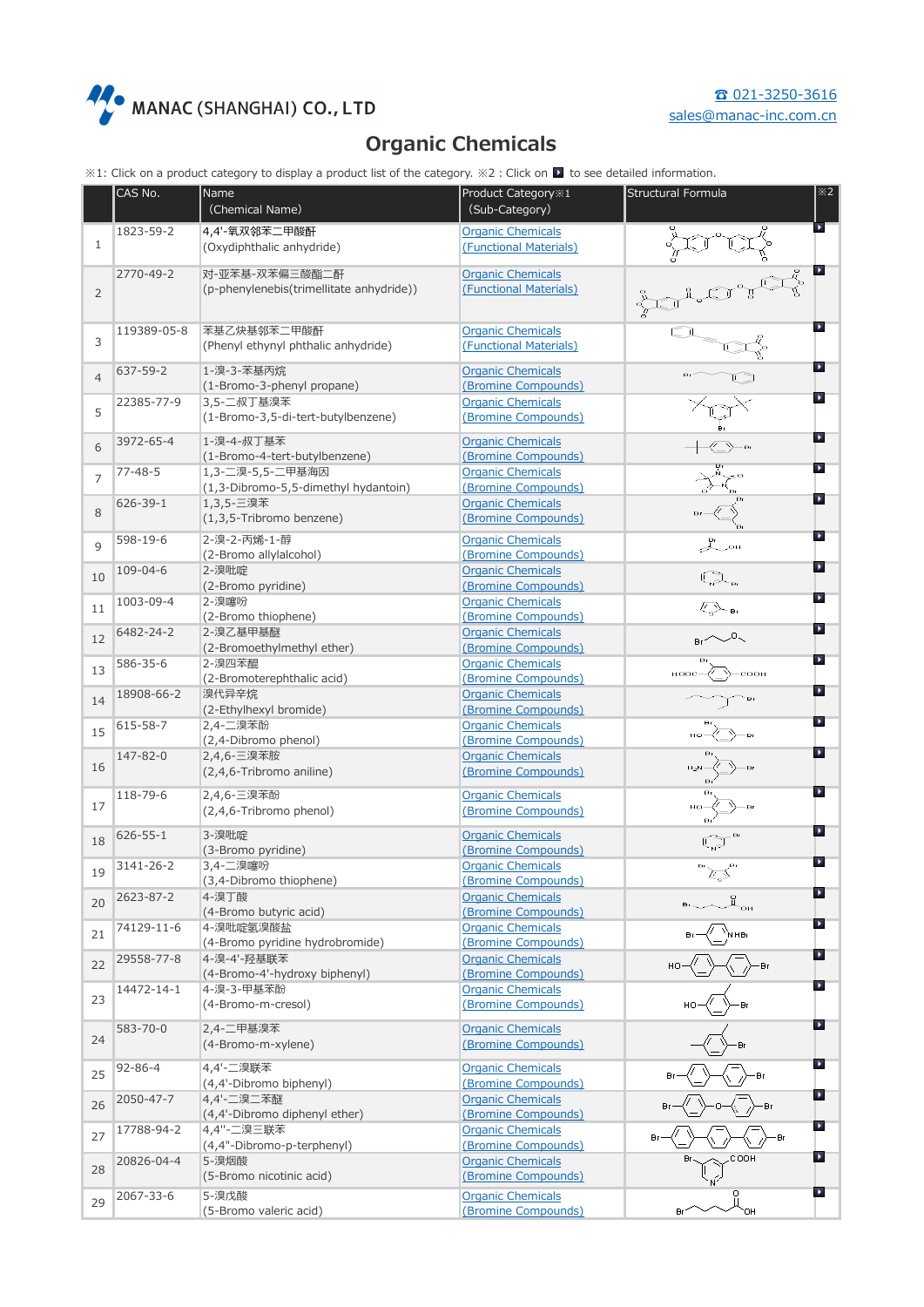MANAC (SHANGHAI) CO., LTD

☎ 021-3250-3616
sales@manac-inc.com.cn

# Organic Chemicals

※1: Click on a product category to display a product list of the category. ※2 : Click on ▶ to see detailed information.

| | CAS No. | Name (Chemical Name) | Product Category※1 (Sub-Category) | Structural Formula | ※2 |
|---|---|---|---|---|---|
| 1 | 1823-59-2 | 4,4'-氧双邻苯二甲酸酐 (Oxydiphthalic anhydride) | Organic Chemicals (Functional Materials) | | ▶ |
| 2 | 2770-49-2 | 对-亚苯基-双苯偏三酸酯二酐 (p-phenylenebis(trimellitate anhydride)) | Organic Chemicals (Functional Materials) | | ▶ |
| 3 | 119389-05-8 | 苯基乙炔基邻苯二甲酸酐 (Phenyl ethynyl phthalic anhydride) | Organic Chemicals (Functional Materials) | | ▶ |
| 4 | 637-59-2 | 1-溴-3-苯基丙烷 (1-Bromo-3-phenyl propane) | Organic Chemicals (Bromine Compounds) | | ▶ |
| 5 | 22385-77-9 | 3,5-二叔丁基溴苯 (1-Bromo-3,5-di-tert-butylbenzene) | Organic Chemicals (Bromine Compounds) | | ▶ |
| 6 | 3972-65-4 | 1-溴-4-叔丁基苯 (1-Bromo-4-tert-butylbenzene) | Organic Chemicals (Bromine Compounds) | | ▶ |
| 7 | 77-48-5 | 1,3-二溴-5,5-二甲基海因 (1,3-Dibromo-5,5-dimethyl hydantoin) | Organic Chemicals (Bromine Compounds) | | ▶ |
| 8 | 626-39-1 | 1,3,5-三溴苯 (1,3,5-Tribromo benzene) | Organic Chemicals (Bromine Compounds) | | ▶ |
| 9 | 598-19-6 | 2-溴-2-丙烯-1-醇 (2-Bromo allylalcohol) | Organic Chemicals (Bromine Compounds) | | ▶ |
| 10 | 109-04-6 | 2-溴吡啶 (2-Bromo pyridine) | Organic Chemicals (Bromine Compounds) | | ▶ |
| 11 | 1003-09-4 | 2-溴噻吩 (2-Bromo thiophene) | Organic Chemicals (Bromine Compounds) | | ▶ |
| 12 | 6482-24-2 | 2-溴乙基甲基醚 (2-Bromoethylmethyl ether) | Organic Chemicals (Bromine Compounds) | | ▶ |
| 13 | 586-35-6 | 2-溴四苯醌 (2-Bromoterephthalic acid) | Organic Chemicals (Bromine Compounds) | | ▶ |
| 14 | 18908-66-2 | 溴代异辛烷 (2-Ethylhexyl bromide) | Organic Chemicals (Bromine Compounds) | | ▶ |
| 15 | 615-58-7 | 2,4-二溴苯酚 (2,4-Dibromo phenol) | Organic Chemicals (Bromine Compounds) | | ▶ |
| 16 | 147-82-0 | 2,4,6-三溴苯胺 (2,4,6-Tribromo aniline) | Organic Chemicals (Bromine Compounds) | | ▶ |
| 17 | 118-79-6 | 2,4,6-三溴苯酚 (2,4,6-Tribromo phenol) | Organic Chemicals (Bromine Compounds) | | ▶ |
| 18 | 626-55-1 | 3-溴吡啶 (3-Bromo pyridine) | Organic Chemicals (Bromine Compounds) | | ▶ |
| 19 | 3141-26-2 | 3,4-二溴噻吩 (3,4-Dibromo thiophene) | Organic Chemicals (Bromine Compounds) | | ▶ |
| 20 | 2623-87-2 | 4-溴丁酸 (4-Bromo butyric acid) | Organic Chemicals (Bromine Compounds) | | ▶ |
| 21 | 74129-11-6 | 4-溴吡啶氢溴酸盐 (4-Bromo pyridine hydrobromide) | Organic Chemicals (Bromine Compounds) | | ▶ |
| 22 | 29558-77-8 | 4-溴-4'-羟基联苯 (4-Bromo-4'-hydroxy biphenyl) | Organic Chemicals (Bromine Compounds) | | ▶ |
| 23 | 14472-14-1 | 4-溴-3-甲基苯酚 (4-Bromo-m-cresol) | Organic Chemicals (Bromine Compounds) | | ▶ |
| 24 | 583-70-0 | 2,4-二甲基溴苯 (4-Bromo-m-xylene) | Organic Chemicals (Bromine Compounds) | | ▶ |
| 25 | 92-86-4 | 4,4'-二溴联苯 (4,4'-Dibromo biphenyl) | Organic Chemicals (Bromine Compounds) | | ▶ |
| 26 | 2050-47-7 | 4,4'-二溴二苯醚 (4,4'-Dibromo diphenyl ether) | Organic Chemicals (Bromine Compounds) | | ▶ |
| 27 | 17788-94-2 | 4,4''-二溴三联苯 (4,4''-Dibromo-p-terphenyl) | Organic Chemicals (Bromine Compounds) | | ▶ |
| 28 | 20826-04-4 | 5-溴烟酸 (5-Bromo nicotinic acid) | Organic Chemicals (Bromine Compounds) | | ▶ |
| 29 | 2067-33-6 | 5-溴戊酸 (5-Bromo valeric acid) | Organic Chemicals (Bromine Compounds) | | ▶ |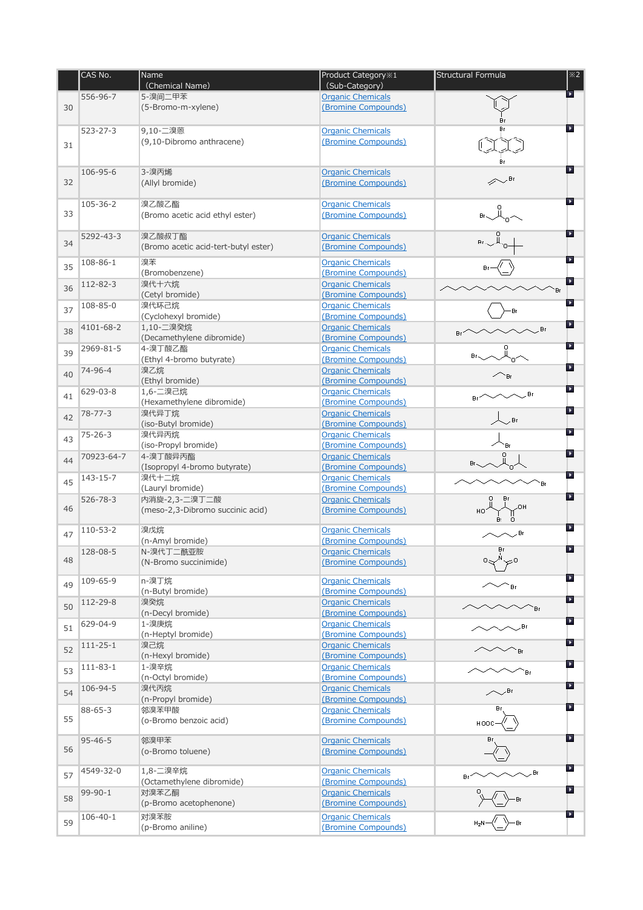|  | CAS No. | Name (Chemical Name) | Product Category※1 (Sub-Category) | Structural Formula | ※2 |
|---|---|---|---|---|---|
| 30 | 556-96-7 | 5-溴间二甲苯 (5-Bromo-m-xylene) | Organic Chemicals (Bromine Compounds) |  |  |
| 31 | 523-27-3 | 9,10-二溴蒽 (9,10-Dibromo anthracene) | Organic Chemicals (Bromine Compounds) |  |  |
| 32 | 106-95-6 | 3-溴丙烯 (Allyl bromide) | Organic Chemicals (Bromine Compounds) |  |  |
| 33 | 105-36-2 | 溴乙酸乙酯 (Bromo acetic acid ethyl ester) | Organic Chemicals (Bromine Compounds) |  |  |
| 34 | 5292-43-3 | 溴乙酸叔丁酯 (Bromo acetic acid-tert-butyl ester) | Organic Chemicals (Bromine Compounds) |  |  |
| 35 | 108-86-1 | 溴苯 (Bromobenzene) | Organic Chemicals (Bromine Compounds) |  |  |
| 36 | 112-82-3 | 溴代十六烷 (Cetyl bromide) | Organic Chemicals (Bromine Compounds) |  |  |
| 37 | 108-85-0 | 溴代环己烷 (Cyclohexyl bromide) | Organic Chemicals (Bromine Compounds) |  |  |
| 38 | 4101-68-2 | 1,10-二溴癸烷 (Decamethylene dibromide) | Organic Chemicals (Bromine Compounds) |  |  |
| 39 | 2969-81-5 | 4-溴丁酸乙酯 (Ethyl 4-bromo butyrate) | Organic Chemicals (Bromine Compounds) |  |  |
| 40 | 74-96-4 | 溴乙烷 (Ethyl bromide) | Organic Chemicals (Bromine Compounds) |  |  |
| 41 | 629-03-8 | 1,6-二溴己烷 (Hexamethylene dibromide) | Organic Chemicals (Bromine Compounds) |  |  |
| 42 | 78-77-3 | 溴代异丁烷 (iso-Butyl bromide) | Organic Chemicals (Bromine Compounds) |  |  |
| 43 | 75-26-3 | 溴代异丙烷 (iso-Propyl bromide) | Organic Chemicals (Bromine Compounds) |  |  |
| 44 | 70923-64-7 | 4-溴丁酸异丙酯 (Isopropyl 4-bromo butyrate) | Organic Chemicals (Bromine Compounds) |  |  |
| 45 | 143-15-7 | 溴代十二烷 (Lauryl bromide) | Organic Chemicals (Bromine Compounds) |  |  |
| 46 | 526-78-3 | 内消旋-2,3-二溴丁二酸 (meso-2,3-Dibromo succinic acid) | Organic Chemicals (Bromine Compounds) |  |  |
| 47 | 110-53-2 | 溴戊烷 (n-Amyl bromide) | Organic Chemicals (Bromine Compounds) |  |  |
| 48 | 128-08-5 | N-溴代丁二酰亚胺 (N-Bromo succinimide) | Organic Chemicals (Bromine Compounds) |  |  |
| 49 | 109-65-9 | n-溴丁烷 (n-Butyl bromide) | Organic Chemicals (Bromine Compounds) |  |  |
| 50 | 112-29-8 | 溴癸烷 (n-Decyl bromide) | Organic Chemicals (Bromine Compounds) |  |  |
| 51 | 629-04-9 | 1-溴庚烷 (n-Heptyl bromide) | Organic Chemicals (Bromine Compounds) |  |  |
| 52 | 111-25-1 | 溴己烷 (n-Hexyl bromide) | Organic Chemicals (Bromine Compounds) |  |  |
| 53 | 111-83-1 | 1-溴辛烷 (n-Octyl bromide) | Organic Chemicals (Bromine Compounds) |  |  |
| 54 | 106-94-5 | 溴代丙烷 (n-Propyl bromide) | Organic Chemicals (Bromine Compounds) |  |  |
| 55 | 88-65-3 | 邻溴苯甲酸 (o-Bromo benzoic acid) | Organic Chemicals (Bromine Compounds) |  |  |
| 56 | 95-46-5 | 邻溴甲苯 (o-Bromo toluene) | Organic Chemicals (Bromine Compounds) |  |  |
| 57 | 4549-32-0 | 1,8-二溴辛烷 (Octamethylene dibromide) | Organic Chemicals (Bromine Compounds) |  |  |
| 58 | 99-90-1 | 对溴苯乙酮 (p-Bromo acetophenone) | Organic Chemicals (Bromine Compounds) |  |  |
| 59 | 106-40-1 | 对溴苯胺 (p-Bromo aniline) | Organic Chemicals (Bromine Compounds) |  |  |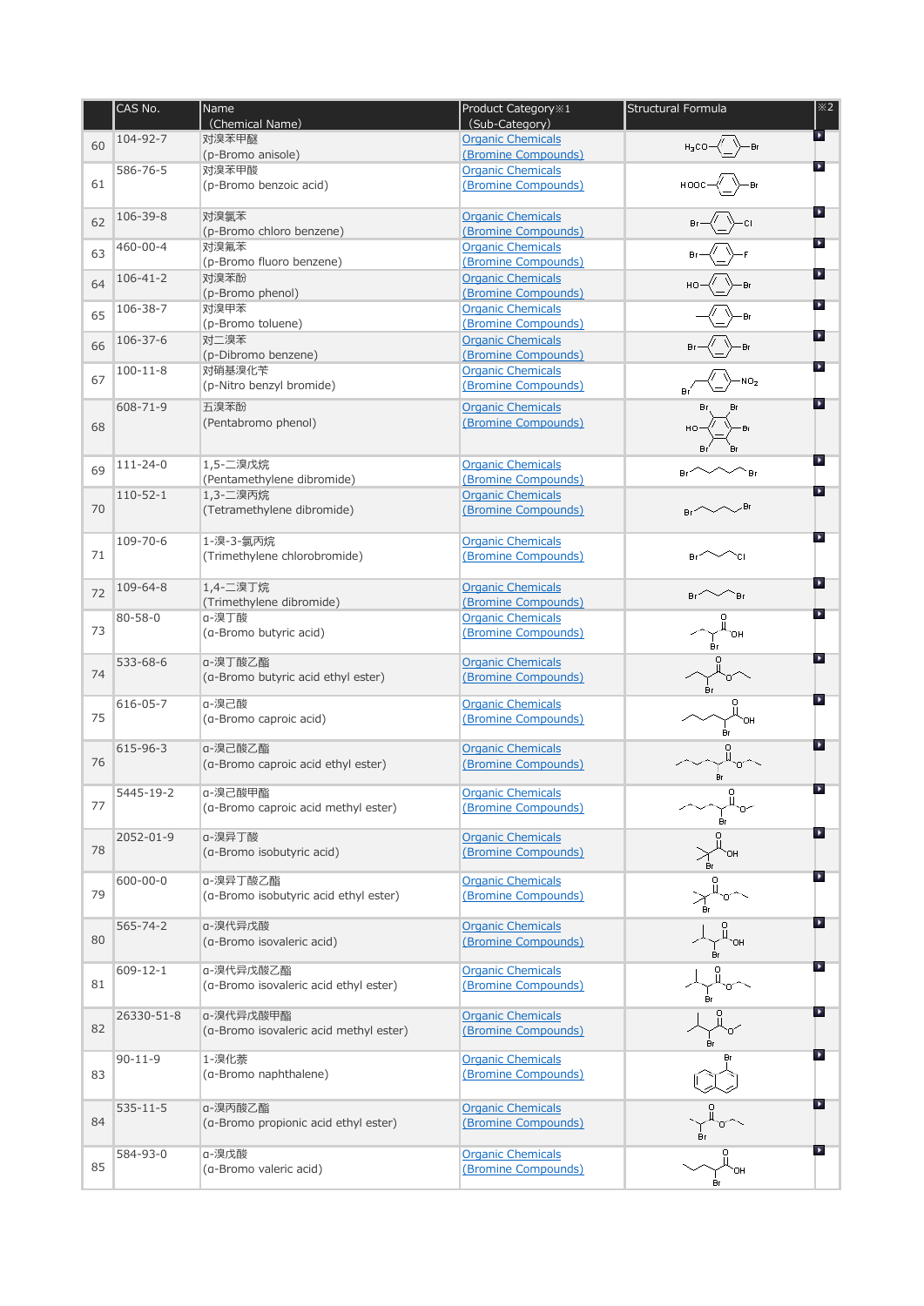| | CAS No. | Name (Chemical Name) | Product Category※1 (Sub-Category) | Structural Formula | ※2 |
|---|---|---|---|---|---|
| 60 | 104-92-7 | 对溴苯甲醚 (p-Bromo anisole) | Organic Chemicals (Bromine Compounds) | $H_3CO$–⟨benzene⟩–Br | |
| 61 | 586-76-5 | 对溴苯甲酸 (p-Bromo benzoic acid) | Organic Chemicals (Bromine Compounds) | HOOC–⟨benzene⟩–Br | |
| 62 | 106-39-8 | 对溴氯苯 (p-Bromo chloro benzene) | Organic Chemicals (Bromine Compounds) | Br–⟨benzene⟩–Cl | |
| 63 | 460-00-4 | 对溴氟苯 (p-Bromo fluoro benzene) | Organic Chemicals (Bromine Compounds) | Br–⟨benzene⟩–F | |
| 64 | 106-41-2 | 对溴苯酚 (p-Bromo phenol) | Organic Chemicals (Bromine Compounds) | HO–⟨benzene⟩–Br | |
| 65 | 106-38-7 | 对溴甲苯 (p-Bromo toluene) | Organic Chemicals (Bromine Compounds) | | |
| 66 | 106-37-6 | 对二溴苯 (p-Dibromo benzene) | Organic Chemicals (Bromine Compounds) | Br–⟨benzene⟩–Br | |
| 67 | 100-11-8 | 对硝基溴化苄 (p-Nitro benzyl bromide) | Organic Chemicals (Bromine Compounds) | | |
| 68 | 608-71-9 | 五溴苯酚 (Pentabromo phenol) | Organic Chemicals (Bromine Compounds) | | |
| 69 | 111-24-0 | 1,5-二溴戊烷 (Pentamethylene dibromide) | Organic Chemicals (Bromine Compounds) | | |
| 70 | 110-52-1 | 1,3-二溴丙烷 (Tetramethylene dibromide) | Organic Chemicals (Bromine Compounds) | | |
| 71 | 109-70-6 | 1-溴-3-氯丙烷 (Trimethylene chlorobromide) | Organic Chemicals (Bromine Compounds) | | |
| 72 | 109-64-8 | 1,4-二溴丁烷 (Trimethylene dibromide) | Organic Chemicals (Bromine Compounds) | | |
| 73 | 80-58-0 | α-溴丁酸 (α-Bromo butyric acid) | Organic Chemicals (Bromine Compounds) | | |
| 74 | 533-68-6 | α-溴丁酸乙酯 (α-Bromo butyric acid ethyl ester) | Organic Chemicals (Bromine Compounds) | | |
| 75 | 616-05-7 | α-溴己酸 (α-Bromo caproic acid) | Organic Chemicals (Bromine Compounds) | | |
| 76 | 615-96-3 | α-溴己酸乙酯 (α-Bromo caproic acid ethyl ester) | Organic Chemicals (Bromine Compounds) | | |
| 77 | 5445-19-2 | α-溴己酸甲酯 (α-Bromo caproic acid methyl ester) | Organic Chemicals (Bromine Compounds) | | |
| 78 | 2052-01-9 | α-溴异丁酸 (α-Bromo isobutyric acid) | Organic Chemicals (Bromine Compounds) | | |
| 79 | 600-00-0 | α-溴异丁酸乙酯 (α-Bromo isobutyric acid ethyl ester) | Organic Chemicals (Bromine Compounds) | | |
| 80 | 565-74-2 | α-溴代异戊酸 (α-Bromo isovaleric acid) | Organic Chemicals (Bromine Compounds) | | |
| 81 | 609-12-1 | α-溴代异戊酸乙酯 (α-Bromo isovaleric acid ethyl ester) | Organic Chemicals (Bromine Compounds) | | |
| 82 | 26330-51-8 | α-溴代异戊酸甲酯 (α-Bromo isovaleric acid methyl ester) | Organic Chemicals (Bromine Compounds) | | |
| 83 | 90-11-9 | 1-溴化萘 (α-Bromo naphthalene) | Organic Chemicals (Bromine Compounds) | | |
| 84 | 535-11-5 | α-溴丙酸乙酯 (α-Bromo propionic acid ethyl ester) | Organic Chemicals (Bromine Compounds) | | |
| 85 | 584-93-0 | α-溴戊酸 (α-Bromo valeric acid) | Organic Chemicals (Bromine Compounds) | | |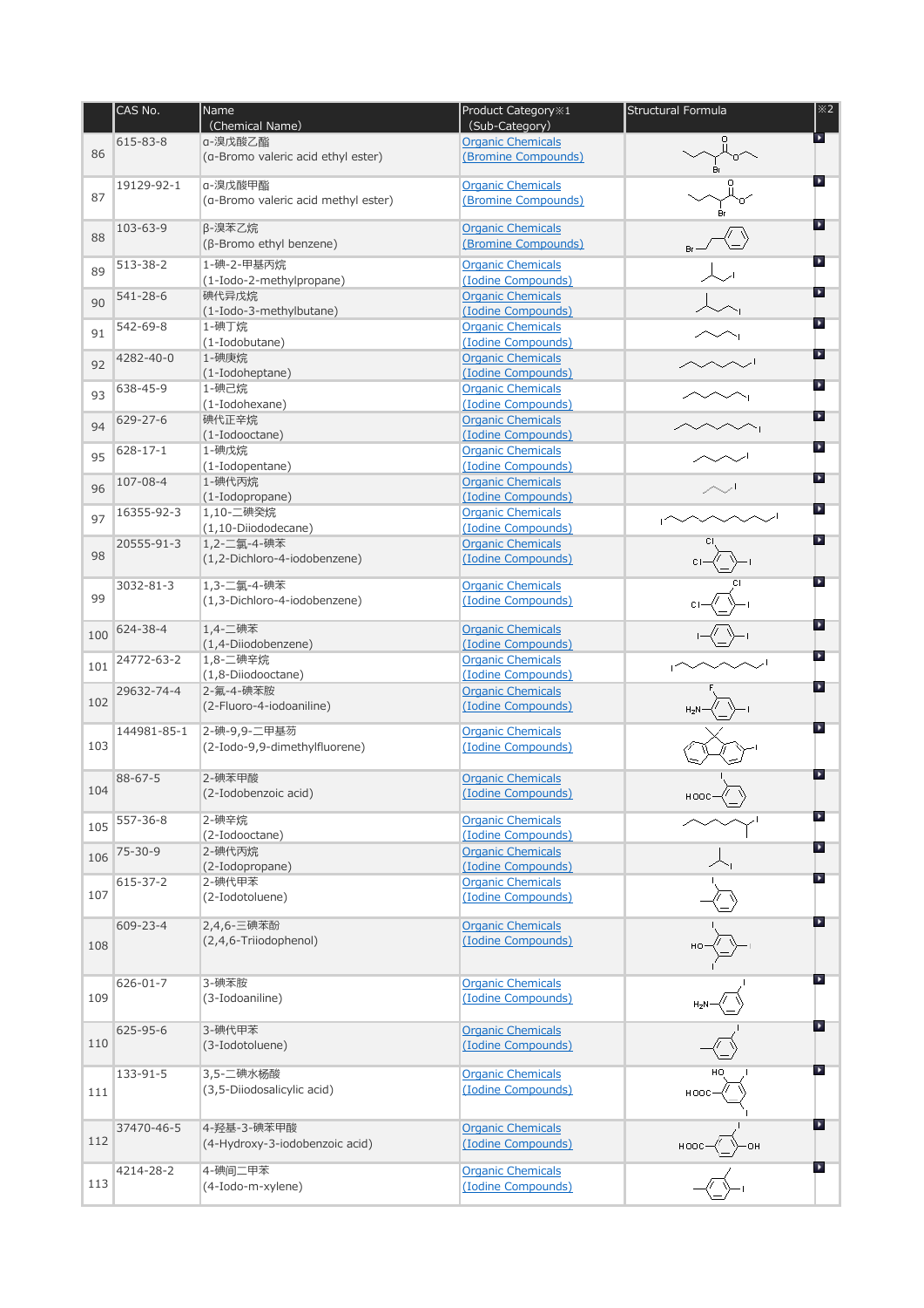| | CAS No. | Name<br>(Chemical Name) | Product Category※1<br>(Sub-Category) | Structural Formula | ※2 |
|---|---|---|---|---|---|
| 86 | 615-83-8 | α-溴戊酸乙酯<br>(α-Bromo valeric acid ethyl ester) | Organic Chemicals<br>(Bromine Compounds) | | |
| 87 | 19129-92-1 | α-溴戊酸甲酯<br>(α-Bromo valeric acid methyl ester) | Organic Chemicals<br>(Bromine Compounds) | | |
| 88 | 103-63-9 | β-溴苯乙烷<br>(β-Bromo ethyl benzene) | Organic Chemicals<br>(Bromine Compounds) | | |
| 89 | 513-38-2 | 1-碘-2-甲基丙烷<br>(1-Iodo-2-methylpropane) | Organic Chemicals<br>(Iodine Compounds) | | |
| 90 | 541-28-6 | 碘代异戊烷<br>(1-Iodo-3-methylbutane) | Organic Chemicals<br>(Iodine Compounds) | | |
| 91 | 542-69-8 | 1-碘丁烷<br>(1-Iodobutane) | Organic Chemicals<br>(Iodine Compounds) | | |
| 92 | 4282-40-0 | 1-碘庚烷<br>(1-Iodoheptane) | Organic Chemicals<br>(Iodine Compounds) | | |
| 93 | 638-45-9 | 1-碘己烷<br>(1-Iodohexane) | Organic Chemicals<br>(Iodine Compounds) | | |
| 94 | 629-27-6 | 碘代正辛烷<br>(1-Iodooctane) | Organic Chemicals<br>(Iodine Compounds) | | |
| 95 | 628-17-1 | 1-碘戊烷<br>(1-Iodopentane) | Organic Chemicals<br>(Iodine Compounds) | | |
| 96 | 107-08-4 | 1-碘代丙烷<br>(1-Iodopropane) | Organic Chemicals<br>(Iodine Compounds) | | |
| 97 | 16355-92-3 | 1,10-二碘癸烷<br>(1,10-Diiodododecane) | Organic Chemicals<br>(Iodine Compounds) | | |
| 98 | 20555-91-3 | 1,2-二氯-4-碘苯<br>(1,2-Dichloro-4-iodobenzene) | Organic Chemicals<br>(Iodine Compounds) | | |
| 99 | 3032-81-3 | 1,3-二氯-4-碘苯<br>(1,3-Dichloro-4-iodobenzene) | Organic Chemicals<br>(Iodine Compounds) | | |
| 100 | 624-38-4 | 1,4-二碘苯<br>(1,4-Diiodobenzene) | Organic Chemicals<br>(Iodine Compounds) | | |
| 101 | 24772-63-2 | 1,8-二碘辛烷<br>(1,8-Diiodooctane) | Organic Chemicals<br>(Iodine Compounds) | | |
| 102 | 29632-74-4 | 2-氟-4-碘苯胺<br>(2-Fluoro-4-iodoaniline) | Organic Chemicals<br>(Iodine Compounds) | | |
| 103 | 144981-85-1 | 2-碘-9,9-二甲基芴<br>(2-Iodo-9,9-dimethylfluorene) | Organic Chemicals<br>(Iodine Compounds) | | |
| 104 | 88-67-5 | 2-碘苯甲酸<br>(2-Iodobenzoic acid) | Organic Chemicals<br>(Iodine Compounds) | | |
| 105 | 557-36-8 | 2-碘辛烷<br>(2-Iodooctane) | Organic Chemicals<br>(Iodine Compounds) | | |
| 106 | 75-30-9 | 2-碘代丙烷<br>(2-Iodopropane) | Organic Chemicals<br>(Iodine Compounds) | | |
| 107 | 615-37-2 | 2-碘代甲苯<br>(2-Iodotoluene) | Organic Chemicals<br>(Iodine Compounds) | | |
| 108 | 609-23-4 | 2,4,6-三碘苯酚<br>(2,4,6-Triiodophenol) | Organic Chemicals<br>(Iodine Compounds) | | |
| 109 | 626-01-7 | 3-碘苯胺<br>(3-Iodoaniline) | Organic Chemicals<br>(Iodine Compounds) | | |
| 110 | 625-95-6 | 3-碘代甲苯<br>(3-Iodotoluene) | Organic Chemicals<br>(Iodine Compounds) | | |
| 111 | 133-91-5 | 3,5-二碘水杨酸<br>(3,5-Diiodosalicylic acid) | Organic Chemicals<br>(Iodine Compounds) | | |
| 112 | 37470-46-5 | 4-羟基-3-碘苯甲酸<br>(4-Hydroxy-3-iodobenzoic acid) | Organic Chemicals<br>(Iodine Compounds) | | |
| 113 | 4214-28-2 | 4-碘间二甲苯<br>(4-Iodo-m-xylene) | Organic Chemicals<br>(Iodine Compounds) | | |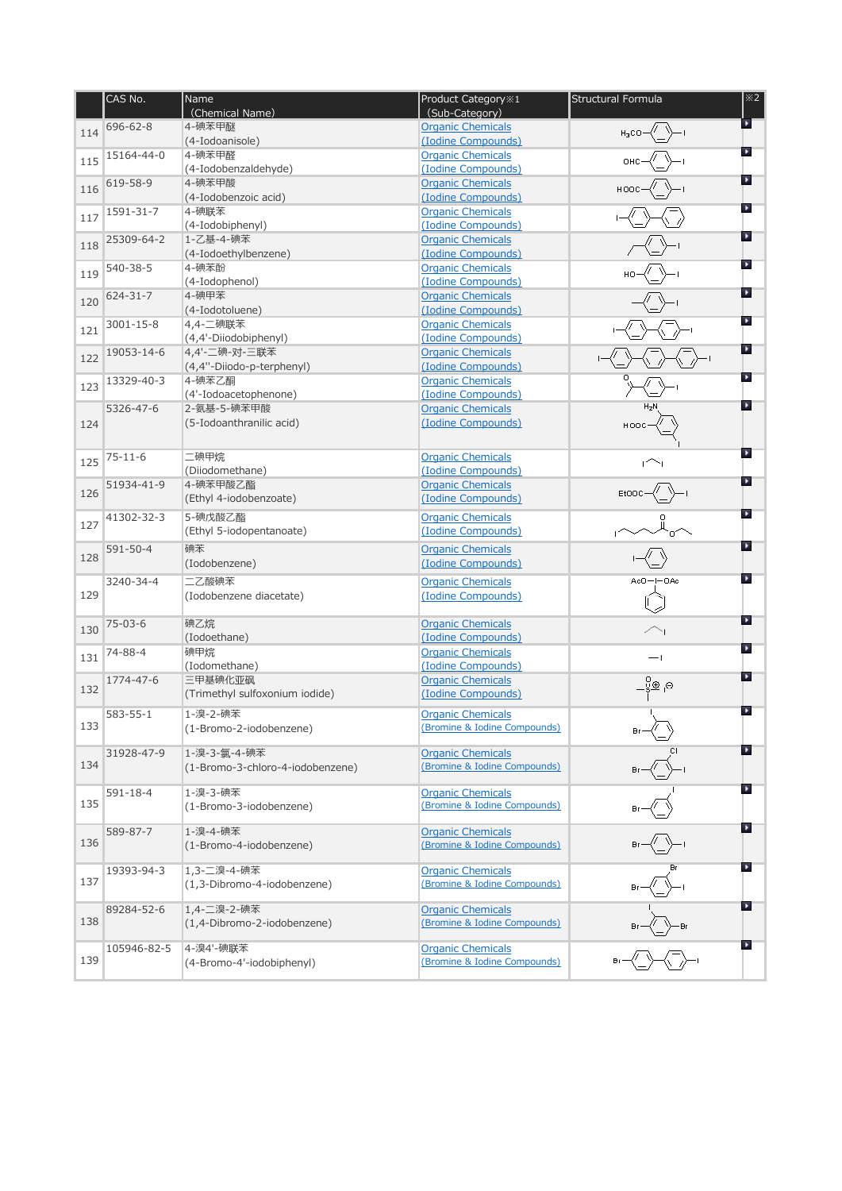| | CAS No. | Name (Chemical Name) | Product Category※1 (Sub-Category) | Structural Formula | ※2 |
|---|---|---|---|---|---|
| 114 | 696-62-8 | 4-碘苯甲醚 (4-Iodoanisole) | Organic Chemicals (Iodine Compounds) | | |
| 115 | 15164-44-0 | 4-碘苯甲醛 (4-Iodobenzaldehyde) | Organic Chemicals (Iodine Compounds) | | |
| 116 | 619-58-9 | 4-碘苯甲酸 (4-Iodobenzoic acid) | Organic Chemicals (Iodine Compounds) | | |
| 117 | 1591-31-7 | 4-碘联苯 (4-Iodobiphenyl) | Organic Chemicals (Iodine Compounds) | | |
| 118 | 25309-64-2 | 1-乙基-4-碘苯 (4-Iodoethylbenzene) | Organic Chemicals (Iodine Compounds) | | |
| 119 | 540-38-5 | 4-碘苯酚 (4-Iodophenol) | Organic Chemicals (Iodine Compounds) | | |
| 120 | 624-31-7 | 4-碘甲苯 (4-Iodotoluene) | Organic Chemicals (Iodine Compounds) | | |
| 121 | 3001-15-8 | 4,4'-二碘联苯 (4,4'-Diiodobiphenyl) | Organic Chemicals (Iodine Compounds) | | |
| 122 | 19053-14-6 | 4,4''-二碘-对-三联苯 (4,4''-Diiodo-p-terphenyl) | Organic Chemicals (Iodine Compounds) | | |
| 123 | 13329-40-3 | 4-碘苯乙酮 (4'-Iodoacetophenone) | Organic Chemicals (Iodine Compounds) | | |
| 124 | 5326-47-6 | 2-氨基-5-碘苯甲酸 (5-Iodoanthranilic acid) | Organic Chemicals (Iodine Compounds) | | |
| 125 | 75-11-6 | 二碘甲烷 (Diiodomethane) | Organic Chemicals (Iodine Compounds) | | |
| 126 | 51934-41-9 | 4-碘苯甲酸乙酯 (Ethyl 4-iodobenzoate) | Organic Chemicals (Iodine Compounds) | | |
| 127 | 41302-32-3 | 5-碘戊酸乙酯 (Ethyl 5-iodopentanoate) | Organic Chemicals (Iodine Compounds) | | |
| 128 | 591-50-4 | 碘苯 (Iodobenzene) | Organic Chemicals (Iodine Compounds) | | |
| 129 | 3240-34-4 | 二乙酸碘苯 (Iodobenzene diacetate) | Organic Chemicals (Iodine Compounds) | | |
| 130 | 75-03-6 | 碘乙烷 (Iodoethane) | Organic Chemicals (Iodine Compounds) | | |
| 131 | 74-88-4 | 碘甲烷 (Iodomethane) | Organic Chemicals (Iodine Compounds) | | |
| 132 | 1774-47-6 | 三甲基碘化亚砜 (Trimethyl sulfoxonium iodide) | Organic Chemicals (Iodine Compounds) | | |
| 133 | 583-55-1 | 1-溴-2-碘苯 (1-Bromo-2-iodobenzene) | Organic Chemicals (Bromine & Iodine Compounds) | | |
| 134 | 31928-47-9 | 1-溴-3-氯-4-碘苯 (1-Bromo-3-chloro-4-iodobenzene) | Organic Chemicals (Bromine & Iodine Compounds) | | |
| 135 | 591-18-4 | 1-溴-3-碘苯 (1-Bromo-3-iodobenzene) | Organic Chemicals (Bromine & Iodine Compounds) | | |
| 136 | 589-87-7 | 1-溴-4-碘苯 (1-Bromo-4-iodobenzene) | Organic Chemicals (Bromine & Iodine Compounds) | | |
| 137 | 19393-94-3 | 1,3-二溴-4-碘苯 (1,3-Dibromo-4-iodobenzene) | Organic Chemicals (Bromine & Iodine Compounds) | | |
| 138 | 89284-52-6 | 1,4-二溴-2-碘苯 (1,4-Dibromo-2-iodobenzene) | Organic Chemicals (Bromine & Iodine Compounds) | | |
| 139 | 105946-82-5 | 4-溴4'-碘联苯 (4-Bromo-4'-iodobiphenyl) | Organic Chemicals (Bromine & Iodine Compounds) | | |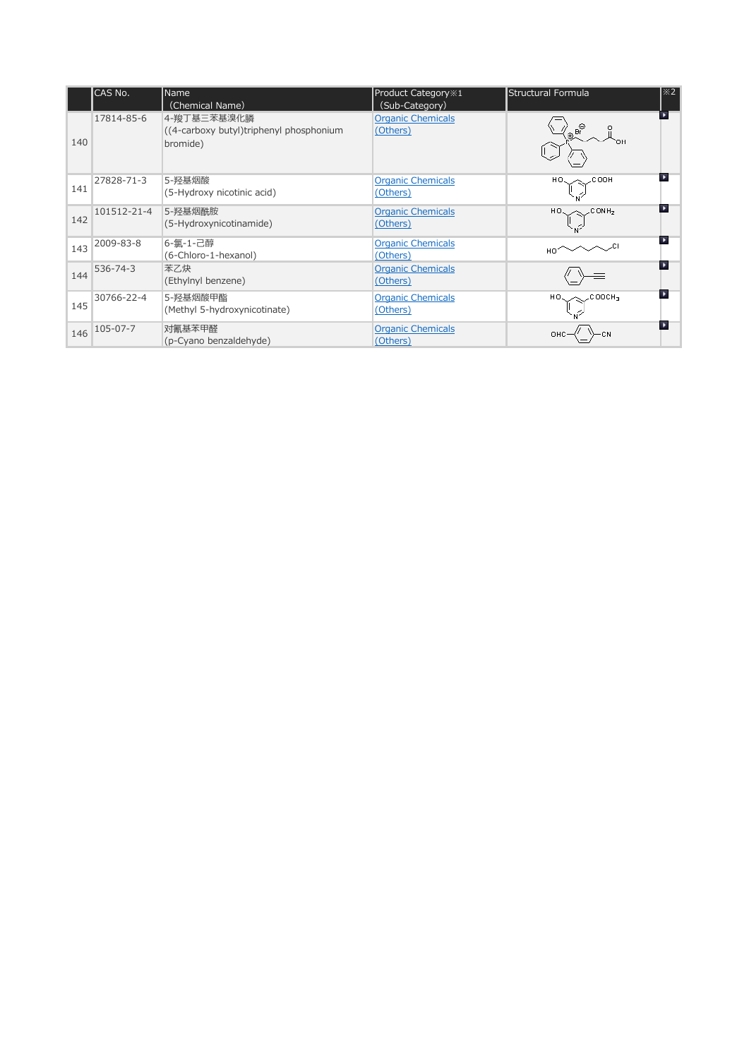| | CAS No. | Name (Chemical Name) | Product Category※1 (Sub-Category) | Structural Formula | ※2 |
|---|---|---|---|---|---|
| 140 | 17814-85-6 | 4-羧丁基三苯基溴化膦 ((4-carboxy butyl)triphenyl phosphonium bromide) | Organic Chemicals (Others) | | |
| 141 | 27828-71-3 | 5-羟基烟酸 (5-Hydroxy nicotinic acid) | Organic Chemicals (Others) | | |
| 142 | 101512-21-4 | 5-羟基烟酰胺 (5-Hydroxynicotinamide) | Organic Chemicals (Others) | | |
| 143 | 2009-83-8 | 6-氯-1-己醇 (6-Chloro-1-hexanol) | Organic Chemicals (Others) | | |
| 144 | 536-74-3 | 苯乙炔 (Ethylnyl benzene) | Organic Chemicals (Others) | | |
| 145 | 30766-22-4 | 5-羟基烟酸甲酯 (Methyl 5-hydroxynicotinate) | Organic Chemicals (Others) | | |
| 146 | 105-07-7 | 对氰基苯甲醛 (p-Cyano benzaldehyde) | Organic Chemicals (Others) | | |